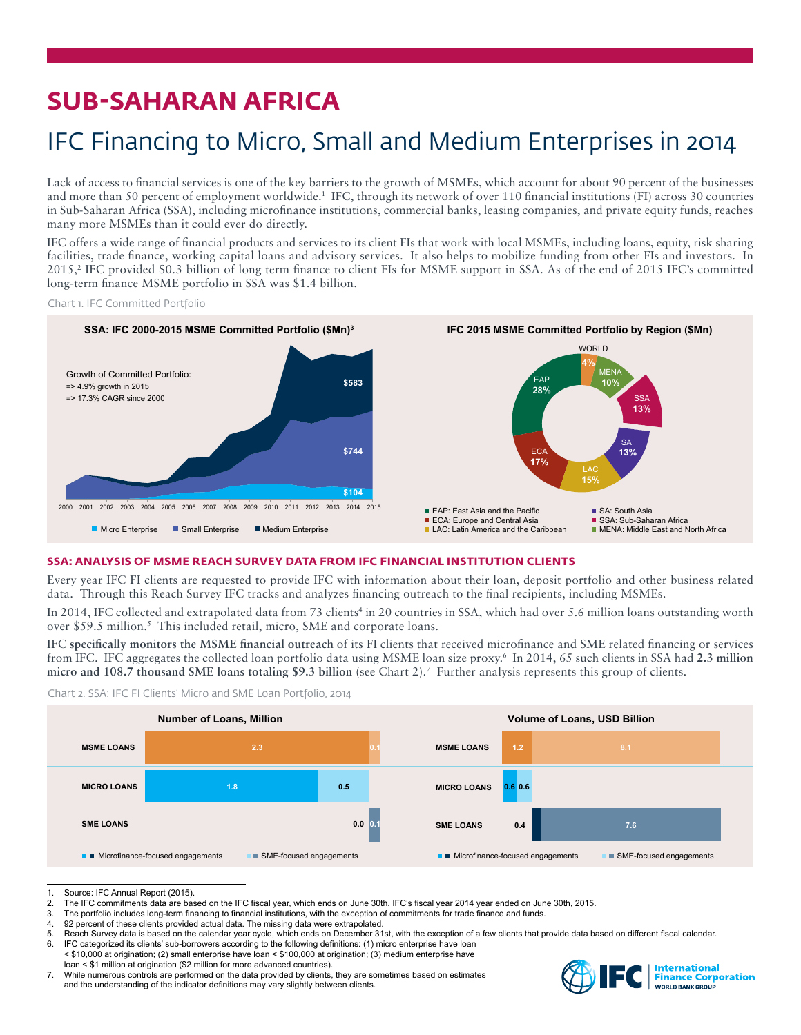# SUB-SAHARAN AFRICA

## IFC Financing to Micro, Small and Medium Enterprises in 2014

Lack of access to financial services is one of the key barriers to the growth of MSMEs, which account for about 90 percent of the businesses and more than 50 percent of employment worldwide.[1] IFC, through its network of over 110 financial institutions (FI) across 30 countries in Sub-Saharan Africa (SSA), including microfinance institutions, commercial banks, leasing companies, and private equity funds, reaches many more MSMEs than it could ever do directly.

IFC offers a wide range of financial products and services to its client FIs that work with local MSMEs, including loans, equity, risk sharing facilities, trade finance, working capital loans and advisory services. It also helps to mobilize funding from other FIs and investors. In 2015,[2] IFC provided $0.3 billion of long term finance to client FIs for MSME support in SSA. As of the end of 2015 IFC's committed long-term finance MSME portfolio in SSA was $1.4 billion.

Chart 1. IFC Committed Portfolio

**SSA: IFC 2000-2015 MSME Committed Portfolio ($Mn)[3]**

Growth of Committed Portfolio:
=> 4.9% growth in 2015
=> 17.3% CAGR since 2000

2015: Micro Enterprise $104; Small Enterprise $744; Medium Enterprise $583

**IFC 2015 MSME Committed Portfolio by Region ($Mn)**

| Region | Share |
|---|---|
| EAP: East Asia and the Pacific | 28% |
| ECA: Europe and Central Asia | 17% |
| LAC: Latin America and the Caribbean | 15% |
| SA: South Asia | 13% |
| SSA: Sub-Saharan Africa | 13% |
| MENA: Middle East and North Africa | 10% |
| WORLD | 4% |

### SSA: ANALYSIS OF MSME REACH SURVEY DATA FROM IFC FINANCIAL INSTITUTION CLIENTS

Every year IFC FI clients are requested to provide IFC with information about their loan, deposit portfolio and other business related data. Through this Reach Survey IFC tracks and analyzes financing outreach to the final recipients, including MSMEs.

In 2014, IFC collected and extrapolated data from 73 clients[4] in 20 countries in SSA, which had over 5.6 million loans outstanding worth over $59.5 million.[5] This included retail, micro, SME and corporate loans.

IFC **specifically monitors the MSME financial outreach** of its FI clients that received microfinance and SME related financing or services from IFC. IFC aggregates the collected loan portfolio data using MSME loan size proxy.[6] In 2014, 65 such clients in SSA had **2.3 million micro and 108.7 thousand SME loans totaling $9.3 billion** (see Chart 2).[7] Further analysis represents this group of clients.

Chart 2. SSA: IFC FI Clients' Micro and SME Loan Portfolio, 2014

**Number of Loans, Million**

| | Microfinance-focused engagements | SME-focused engagements |
|---|---|---|
| MSME LOANS | 2.3 | 0.1 |
| MICRO LOANS | 1.8 | 0.5 |
| SME LOANS | 0.0 | 0.1 |

**Volume of Loans, USD Billion**

| | Microfinance-focused engagements | SME-focused engagements |
|---|---|---|
| MSME LOANS | 1.2 | 8.1 |
| MICRO LOANS | 0.6 | 0.6 |
| SME LOANS | 0.4 | 7.6 |

1. Source: IFC Annual Report (2015).
2. The IFC commitments data are based on the IFC fiscal year, which ends on June 30th. IFC's fiscal year 2014 year ended on June 30th, 2015.
3. The portfolio includes long-term financing to financial institutions, with the exception of commitments for trade finance and funds.
4. 92 percent of these clients provided actual data. The missing data were extrapolated.
5. Reach Survey data is based on the calendar year cycle, which ends on December 31st, with the exception of a few clients that provide data based on different fiscal calendar.
6. IFC categorized its clients' sub-borrowers according to the following definitions: (1) micro enterprise have loan < $10,000 at origination; (2) small enterprise have loan < $100,000 at origination; (3) medium enterprise have loan < $1 million at origination ($2 million for more advanced countries).
7. While numerous controls are performed on the data provided by clients, they are sometimes based on estimates and the understanding of the indicator definitions may vary slightly between clients.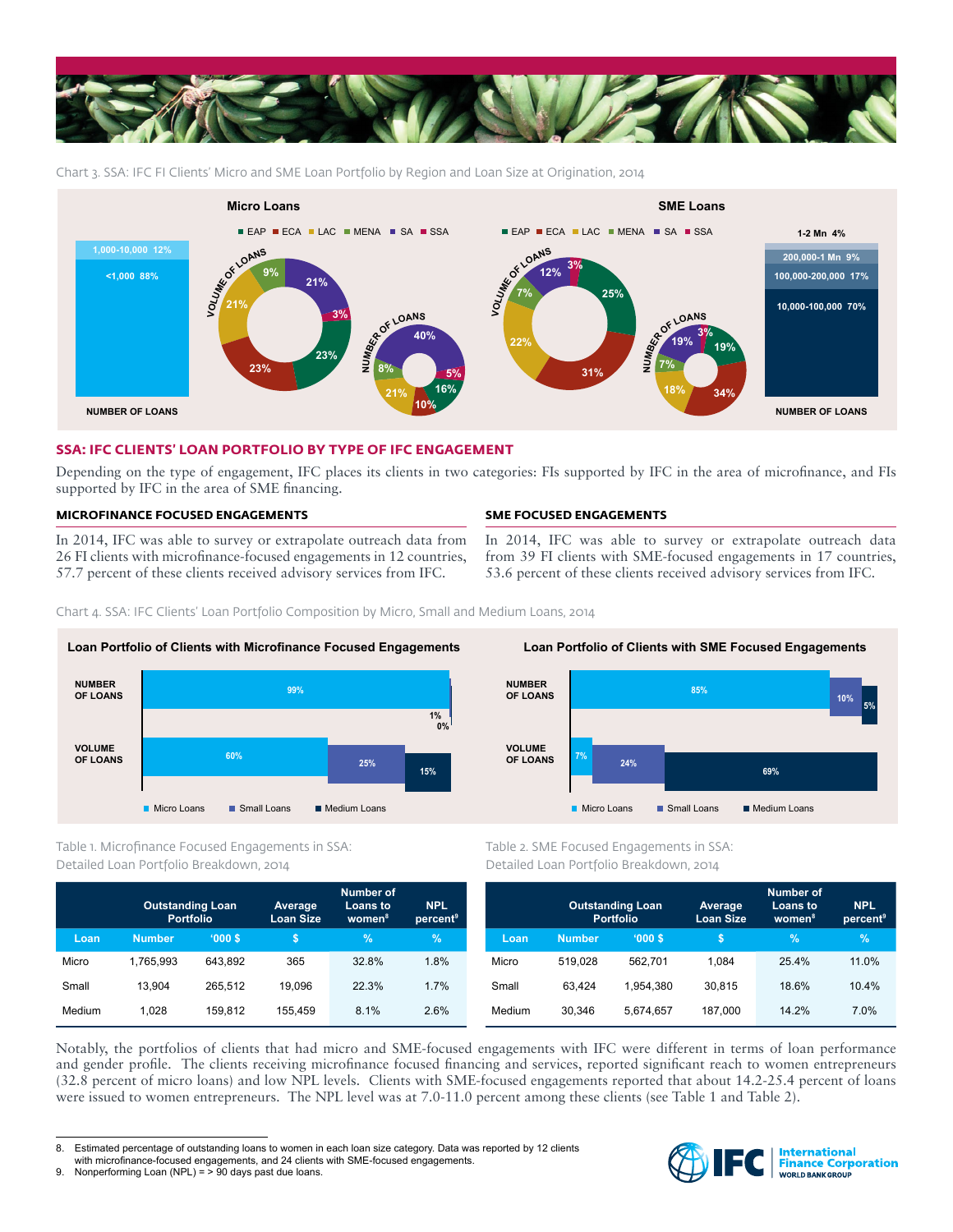Chart 3. SSA: IFC FI Clients' Micro and SME Loan Portfolio by Region and Loan Size at Origination, 2014

**Micro Loans**

EAP ECA LAC MENA SA SSA

NUMBER OF LOANS: 1,000-10,000 12%; <1,000 88%

VOLUME OF LOANS: 21%, 3%, 23%, 23%, 21%, 9%

NUMBER OF LOANS: 40%, 5%, 16%, 10%, 21%, 8%

**SME Loans**

EAP ECA LAC MENA SA SSA

VOLUME OF LOANS: 12%, 3%, 25%, 31%, 22%, 7%

NUMBER OF LOANS: 19%, 3%, 19%, 34%, 18%, 7%

NUMBER OF LOANS: 1-2 Mn 4%; 200,000-1 Mn 9%; 100,000-200,000 17%; 10,000-100,000 70%

## SSA: IFC CLIENTS' LOAN PORTFOLIO BY TYPE OF IFC ENGAGEMENT

Depending on the type of engagement, IFC places its clients in two categories: FIs supported by IFC in the area of microfinance, and FIs supported by IFC in the area of SME financing.

### MICROFINANCE FOCUSED ENGAGEMENTS

In 2014, IFC was able to survey or extrapolate outreach data from 26 FI clients with microfinance-focused engagements in 12 countries, 57.7 percent of these clients received advisory services from IFC.

### SME FOCUSED ENGAGEMENTS

In 2014, IFC was able to survey or extrapolate outreach data from 39 FI clients with SME-focused engagements in 17 countries, 53.6 percent of these clients received advisory services from IFC.

Chart 4. SSA: IFC Clients' Loan Portfolio Composition by Micro, Small and Medium Loans, 2014

**Loan Portfolio of Clients with Microfinance Focused Engagements**

| | Micro Loans | Small Loans | Medium Loans |
|---|---|---|---|
| NUMBER OF LOANS | 99% | 1% | 0% |
| VOLUME OF LOANS | 60% | 25% | 15% |

**Loan Portfolio of Clients with SME Focused Engagements**

| | Micro Loans | Small Loans | Medium Loans |
|---|---|---|---|
| NUMBER OF LOANS | 85% | 10% | 5% |
| VOLUME OF LOANS | 7% | 24% | 69% |

Table 1. Microfinance Focused Engagements in SSA: Detailed Loan Portfolio Breakdown, 2014

| | Outstanding Loan Portfolio | | Average Loan Size | Number of Loans to women[8] | NPL percent[9] |
|---|---|---|---|---|---|
| Loan | Number | '000 $ | $ | % | % |
| Micro | 1,765,993 | 643,892 | 365 | 32.8% | 1.8% |
| Small | 13,904 | 265,512 | 19,096 | 22.3% | 1.7% |
| Medium | 1,028 | 159,812 | 155,459 | 8.1% | 2.6% |

Table 2. SME Focused Engagements in SSA: Detailed Loan Portfolio Breakdown, 2014

| | Outstanding Loan Portfolio | | Average Loan Size | Number of Loans to women[8] | NPL percent[9] |
|---|---|---|---|---|---|
| Loan | Number | '000 $ | $ | % | % |
| Micro | 519,028 | 562,701 | 1,084 | 25.4% | 11.0% |
| Small | 63,424 | 1,954,380 | 30,815 | 18.6% | 10.4% |
| Medium | 30,346 | 5,674,657 | 187,000 | 14.2% | 7.0% |

Notably, the portfolios of clients that had micro and SME-focused engagements with IFC were different in terms of loan performance and gender profile. The clients receiving microfinance focused financing and services, reported significant reach to women entrepreneurs (32.8 percent of micro loans) and low NPL levels. Clients with SME-focused engagements reported that about 14.2-25.4 percent of loans were issued to women entrepreneurs. The NPL level was at 7.0-11.0 percent among these clients (see Table 1 and Table 2).

8. Estimated percentage of outstanding loans to women in each loan size category. Data was reported by 12 clients with microfinance-focused engagements, and 24 clients with SME-focused engagements.
9. Nonperforming Loan (NPL) = > 90 days past due loans.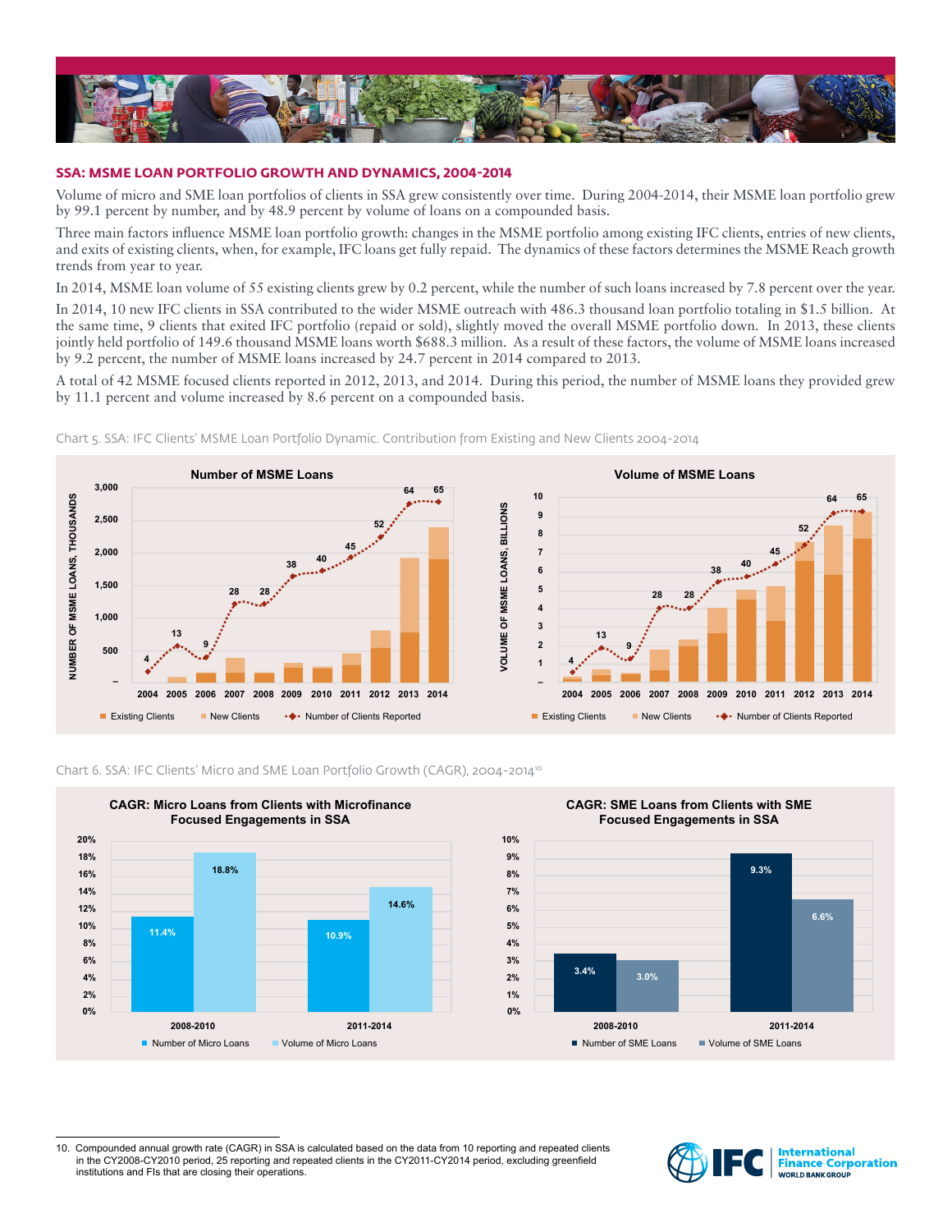## SSA: MSME LOAN PORTFOLIO GROWTH AND DYNAMICS, 2004-2014

Volume of micro and SME loan portfolios of clients in SSA grew consistently over time. During 2004-2014, their MSME loan portfolio grew by 99.1 percent by number, and by 48.9 percent by volume of loans on a compounded basis.

Three main factors influence MSME loan portfolio growth: changes in the MSME portfolio among existing IFC clients, entries of new clients, and exits of existing clients, when, for example, IFC loans get fully repaid. The dynamics of these factors determines the MSME Reach growth trends from year to year.

In 2014, MSME loan volume of 55 existing clients grew by 0.2 percent, while the number of such loans increased by 7.8 percent over the year.

In 2014, 10 new IFC clients in SSA contributed to the wider MSME outreach with 486.3 thousand loan portfolio totaling in $1.5 billion. At the same time, 9 clients that exited IFC portfolio (repaid or sold), slightly moved the overall MSME portfolio down. In 2013, these clients jointly held portfolio of 149.6 thousand MSME loans worth $688.3 million. As a result of these factors, the volume of MSME loans increased by 9.2 percent, the number of MSME loans increased by 24.7 percent in 2014 compared to 2013.

A total of 42 MSME focused clients reported in 2012, 2013, and 2014. During this period, the number of MSME loans they provided grew by 11.1 percent and volume increased by 8.6 percent on a compounded basis.

Chart 5. SSA: IFC Clients' MSME Loan Portfolio Dynamic. Contribution from Existing and New Clients 2004-2014

**Number of MSME Loans** (Number of MSME Loans, Thousands) / **Volume of MSME Loans** (Volume of MSME Loans, Billions)

| Year | Number of Clients Reported |
|---|---|
| 2004 | 4 |
| 2005 | 13 |
| 2006 | 9 |
| 2007 | 28 |
| 2008 | 28 |
| 2009 | 38 |
| 2010 | 40 |
| 2011 | 45 |
| 2012 | 52 |
| 2013 | 64 |
| 2014 | 65 |

Legend: Existing Clients; New Clients; Number of Clients Reported

Chart 6. SSA: IFC Clients' Micro and SME Loan Portfolio Growth (CAGR), 2004-2014[10]

**CAGR: Micro Loans from Clients with Microfinance Focused Engagements in SSA**

| Period | Number of Micro Loans | Volume of Micro Loans |
|---|---|---|
| 2008-2010 | 11.4% | 18.8% |
| 2011-2014 | 10.9% | 14.6% |

**CAGR: SME Loans from Clients with SME Focused Engagements in SSA**

| Period | Number of SME Loans | Volume of SME Loans |
|---|---|---|
| 2008-2010 | 3.4% | 3.0% |
| 2011-2014 | 9.3% | 6.6% |

10. Compounded annual growth rate (CAGR) in SSA is calculated based on the data from 10 reporting and repeated clients in the CY2008-CY2010 period, 25 reporting and repeated clients in the CY2011-CY2014 period, excluding greenfield institutions and FIs that are closing their operations.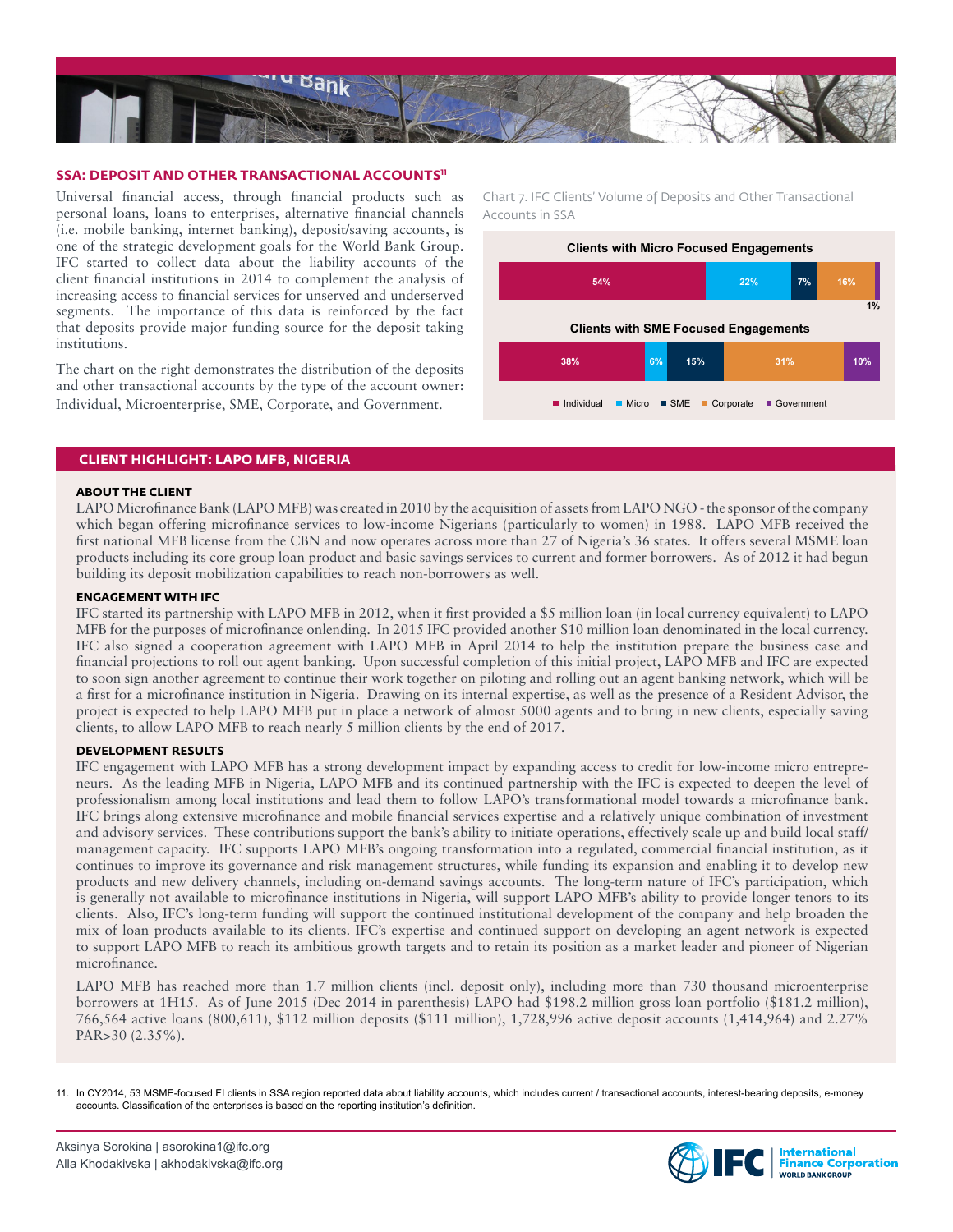## SSA: DEPOSIT AND OTHER TRANSACTIONAL ACCOUNTS[11]

Universal financial access, through financial products such as personal loans, loans to enterprises, alternative financial channels (i.e. mobile banking, internet banking), deposit/saving accounts, is one of the strategic development goals for the World Bank Group. IFC started to collect data about the liability accounts of the client financial institutions in 2014 to complement the analysis of increasing access to financial services for unserved and underserved segments. The importance of this data is reinforced by the fact that deposits provide major funding source for the deposit taking institutions.

The chart on the right demonstrates the distribution of the deposits and other transactional accounts by the type of the account owner: Individual, Microenterprise, SME, Corporate, and Government.

Chart 7. IFC Clients' Volume of Deposits and Other Transactional Accounts in SSA

Clients with Micro Focused Engagements

54%
22%
7%
16%
1%

Clients with SME Focused Engagements

38%
6%
15%
31%
10%

Individual
Micro
SME
Corporate
Government

## CLIENT HIGHLIGHT: LAPO MFB, NIGERIA

### ABOUT THE CLIENT

LAPO Microfinance Bank (LAPO MFB) was created in 2010 by the acquisition of assets from LAPO NGO - the sponsor of the company which began offering microfinance services to low-income Nigerians (particularly to women) in 1988. LAPO MFB received the first national MFB license from the CBN and now operates across more than 27 of Nigeria's 36 states. It offers several MSME loan products including its core group loan product and basic savings services to current and former borrowers. As of 2012 it had begun building its deposit mobilization capabilities to reach non-borrowers as well.

### ENGAGEMENT WITH IFC

IFC started its partnership with LAPO MFB in 2012, when it first provided a $5 million loan (in local currency equivalent) to LAPO MFB for the purposes of microfinance onlending. In 2015 IFC provided another $10 million loan denominated in the local currency. IFC also signed a cooperation agreement with LAPO MFB in April 2014 to help the institution prepare the business case and financial projections to roll out agent banking. Upon successful completion of this initial project, LAPO MFB and IFC are expected to soon sign another agreement to continue their work together on piloting and rolling out an agent banking network, which will be a first for a microfinance institution in Nigeria. Drawing on its internal expertise, as well as the presence of a Resident Advisor, the project is expected to help LAPO MFB put in place a network of almost 5000 agents and to bring in new clients, especially saving clients, to allow LAPO MFB to reach nearly 5 million clients by the end of 2017.

### DEVELOPMENT RESULTS

IFC engagement with LAPO MFB has a strong development impact by expanding access to credit for low-income micro entrepreneurs. As the leading MFB in Nigeria, LAPO MFB and its continued partnership with the IFC is expected to deepen the level of professionalism among local institutions and lead them to follow LAPO's transformational model towards a microfinance bank. IFC brings along extensive microfinance and mobile financial services expertise and a relatively unique combination of investment and advisory services. These contributions support the bank's ability to initiate operations, effectively scale up and build local staff/ management capacity. IFC supports LAPO MFB's ongoing transformation into a regulated, commercial financial institution, as it continues to improve its governance and risk management structures, while funding its expansion and enabling it to develop new products and new delivery channels, including on-demand savings accounts. The long-term nature of IFC's participation, which is generally not available to microfinance institutions in Nigeria, will support LAPO MFB's ability to provide longer tenors to its clients. Also, IFC's long-term funding will support the continued institutional development of the company and help broaden the mix of loan products available to its clients. IFC's expertise and continued support on developing an agent network is expected to support LAPO MFB to reach its ambitious growth targets and to retain its position as a market leader and pioneer of Nigerian microfinance.

LAPO MFB has reached more than 1.7 million clients (incl. deposit only), including more than 730 thousand microenterprise borrowers at 1H15. As of June 2015 (Dec 2014 in parenthesis) LAPO had $198.2 million gross loan portfolio ($181.2 million), 766,564 active loans (800,611), $112 million deposits ($111 million), 1,728,996 active deposit accounts (1,414,964) and 2.27% PAR>30 (2.35%).

---

11. In CY2014, 53 MSME-focused FI clients in SSA region reported data about liability accounts, which includes current / transactional accounts, interest-bearing deposits, e-money accounts. Classification of the enterprises is based on the reporting institution's definition.

Aksinya Sorokina | asorokina1@ifc.org
Alla Khodakivska | akhodakivska@ifc.org